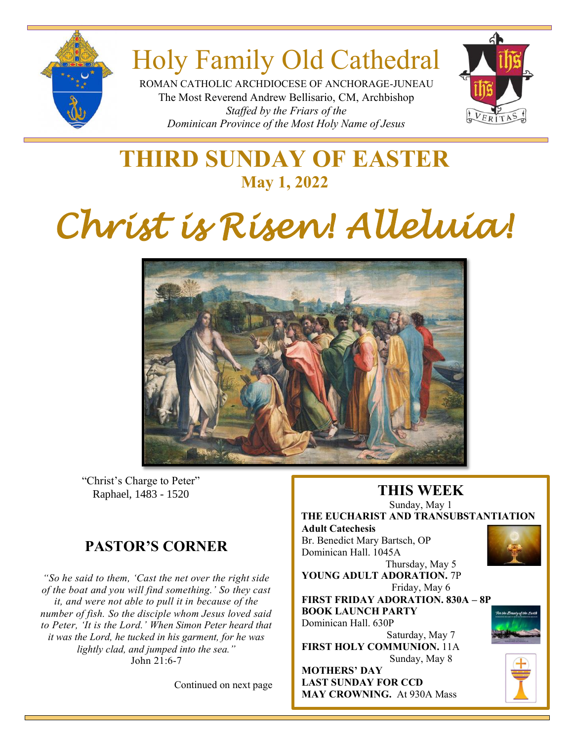# Holy Family Old Cathedral

ROMAN CATHOLIC ARCHDIOCESE OF ANCHORAGE-JUNEAU
The Most Reverend Andrew Bellisario, CM, Archbishop
*Staffed by the Friars of the*
*Dominican Province of the Most Holy Name of Jesus*

## THIRD SUNDAY OF EASTER
**May 1, 2022**

# *Christ is Risen! Alleluia!*

"Christ's Charge to Peter"
Raphael, 1483 - 1520

## PASTOR'S CORNER

*"So he said to them, 'Cast the net over the right side of the boat and you will find something.' So they cast it, and were not able to pull it in because of the number of fish. So the disciple whom Jesus loved said to Peter, 'It is the Lord.' When Simon Peter heard that it was the Lord, he tucked in his garment, for he was lightly clad, and jumped into the sea."*
John 21:6-7

Continued on next page

## THIS WEEK

Sunday, May 1
**THE EUCHARIST AND TRANSUBSTANTIATION**
**Adult Catechesis**
Br. Benedict Mary Bartsch, OP
Dominican Hall. 1045A

Thursday, May 5
**YOUNG ADULT ADORATION.** 7P

Friday, May 6
**FIRST FRIDAY ADORATION. 830A – 8P**
**BOOK LAUNCH PARTY**
Dominican Hall. 630P

Saturday, May 7
**FIRST HOLY COMMUNION.** 11A

Sunday, May 8
**MOTHERS' DAY**
**LAST SUNDAY FOR CCD**
**MAY CROWNING.** At 930A Mass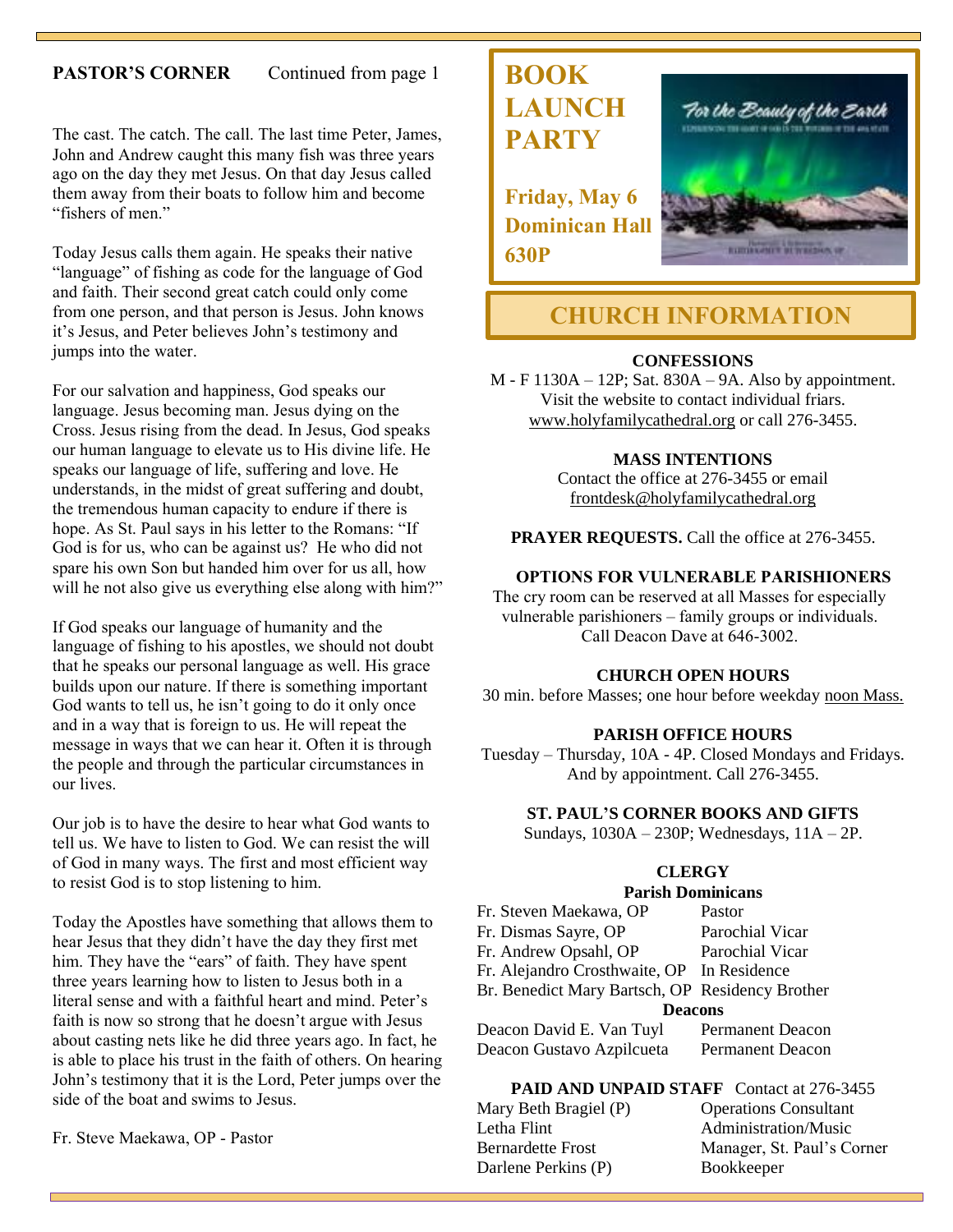## PASTOR'S CORNER

Continued from page 1

The cast. The catch. The call. The last time Peter, James, John and Andrew caught this many fish was three years ago on the day they met Jesus. On that day Jesus called them away from their boats to follow him and become "fishers of men."

Today Jesus calls them again. He speaks their native "language" of fishing as code for the language of God and faith. Their second great catch could only come from one person, and that person is Jesus. John knows it's Jesus, and Peter believes John's testimony and jumps into the water.

For our salvation and happiness, God speaks our language. Jesus becoming man. Jesus dying on the Cross. Jesus rising from the dead. In Jesus, God speaks our human language to elevate us to His divine life. He speaks our language of life, suffering and love. He understands, in the midst of great suffering and doubt, the tremendous human capacity to endure if there is hope. As St. Paul says in his letter to the Romans: "If God is for us, who can be against us? He who did not spare his own Son but handed him over for us all, how will he not also give us everything else along with him?"

If God speaks our language of humanity and the language of fishing to his apostles, we should not doubt that he speaks our personal language as well. His grace builds upon our nature. If there is something important God wants to tell us, he isn't going to do it only once and in a way that is foreign to us. He will repeat the message in ways that we can hear it. Often it is through the people and through the particular circumstances in our lives.

Our job is to have the desire to hear what God wants to tell us. We have to listen to God. We can resist the will of God in many ways. The first and most efficient way to resist God is to stop listening to him.

Today the Apostles have something that allows them to hear Jesus that they didn't have the day they first met him. They have the "ears" of faith. They have spent three years learning how to listen to Jesus both in a literal sense and with a faithful heart and mind. Peter's faith is now so strong that he doesn't argue with Jesus about casting nets like he did three years ago. In fact, he is able to place his trust in the faith of others. On hearing John's testimony that it is the Lord, Peter jumps over the side of the boat and swims to Jesus.

Fr. Steve Maekawa, OP - Pastor

## BOOK LAUNCH PARTY

**Friday, May 6**
**Dominican Hall**
**630P**

## CHURCH INFORMATION

**CONFESSIONS**
M - F 1130A – 12P; Sat. 830A – 9A. Also by appointment. Visit the website to contact individual friars. www.holyfamilycathedral.org or call 276-3455.

**MASS INTENTIONS**
Contact the office at 276-3455 or email frontdesk@holyfamilycathedral.org

**PRAYER REQUESTS.** Call the office at 276-3455.

**OPTIONS FOR VULNERABLE PARISHIONERS**
The cry room can be reserved at all Masses for especially vulnerable parishioners – family groups or individuals. Call Deacon Dave at 646-3002.

**CHURCH OPEN HOURS**
30 min. before Masses; one hour before weekday noon Mass.

**PARISH OFFICE HOURS**
Tuesday – Thursday, 10A - 4P. Closed Mondays and Fridays. And by appointment. Call 276-3455.

**ST. PAUL'S CORNER BOOKS AND GIFTS**
Sundays, 1030A – 230P; Wednesdays, 11A – 2P.

**CLERGY**

**Parish Dominicans**

| | |
|---|---|
| Fr. Steven Maekawa, OP | Pastor |
| Fr. Dismas Sayre, OP | Parochial Vicar |
| Fr. Andrew Opsahl, OP | Parochial Vicar |
| Fr. Alejandro Crosthwaite, OP | In Residence |
| Br. Benedict Mary Bartsch, OP | Residency Brother |

**Deacons**

| | |
|---|---|
| Deacon David E. Van Tuyl | Permanent Deacon |
| Deacon Gustavo Azpilcueta | Permanent Deacon |

**PAID AND UNPAID STAFF** Contact at 276-3455

| | |
|---|---|
| Mary Beth Bragiel (P) | Operations Consultant |
| Letha Flint | Administration/Music |
| Bernardette Frost | Manager, St. Paul's Corner |
| Darlene Perkins (P) | Bookkeeper |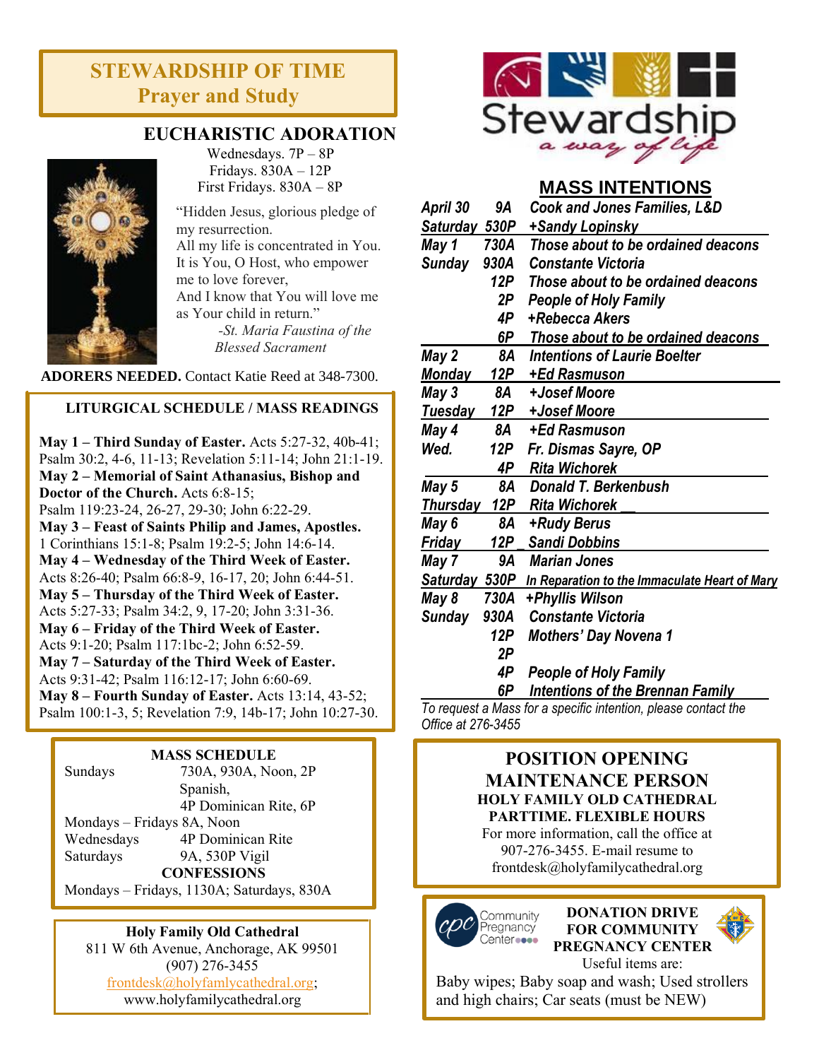## STEWARDSHIP OF TIME
## Prayer and Study

### EUCHARISTIC ADORATION

Wednesdays. 7P – 8P
Fridays. 830A – 12P
First Fridays. 830A – 8P

"Hidden Jesus, glorious pledge of my resurrection.
All my life is concentrated in You.
It is You, O Host, who empower me to love forever,
And I know that You will love me as Your child in return."

*-St. Maria Faustina of the Blessed Sacrament*

**ADORERS NEEDED.** Contact Katie Reed at 348-7300.

### LITURGICAL SCHEDULE / MASS READINGS

**May 1 – Third Sunday of Easter.** Acts 5:27-32, 40b-41; Psalm 30:2, 4-6, 11-13; Revelation 5:11-14; John 21:1-19.
**May 2 – Memorial of Saint Athanasius, Bishop and Doctor of the Church.** Acts 6:8-15; Psalm 119:23-24, 26-27, 29-30; John 6:22-29.
**May 3 – Feast of Saints Philip and James, Apostles.** 1 Corinthians 15:1-8; Psalm 19:2-5; John 14:6-14.
**May 4 – Wednesday of the Third Week of Easter.** Acts 8:26-40; Psalm 66:8-9, 16-17, 20; John 6:44-51.
**May 5 – Thursday of the Third Week of Easter.** Acts 5:27-33; Psalm 34:2, 9, 17-20; John 3:31-36.
**May 6 – Friday of the Third Week of Easter.** Acts 9:1-20; Psalm 117:1bc-2; John 6:52-59.
**May 7 – Saturday of the Third Week of Easter.** Acts 9:31-42; Psalm 116:12-17; John 6:60-69.
**May 8 – Fourth Sunday of Easter.** Acts 13:14, 43-52; Psalm 100:1-3, 5; Revelation 7:9, 14b-17; John 10:27-30.

### MASS SCHEDULE

Sundays 730A, 930A, Noon, 2P Spanish, 4P Dominican Rite, 6P
Mondays – Fridays 8A, Noon
Wednesdays 4P Dominican Rite
Saturdays 9A, 530P Vigil

**CONFESSIONS**
Mondays – Fridays, 1130A; Saturdays, 830A

**Holy Family Old Cathedral**
811 W 6th Avenue, Anchorage, AK 99501
(907) 276-3455
frontdesk@holyfamlycathedral.org;
www.holyfamilycathedral.org

Stewardship
*a way of life*

## MASS INTENTIONS

| | | |
|---|---|---|
| *April 30* | *9A* | *Cook and Jones Families, L&D* |
| *Saturday* | *530P* | *+Sandy Lopinsky* |
| *May 1* | *730A* | *Those about to be ordained deacons* |
| *Sunday* | *930A* | *Constante Victoria* |
| | *12P* | *Those about to be ordained deacons* |
| | *2P* | *People of Holy Family* |
| | *4P* | *+Rebecca Akers* |
| | *6P* | *Those about to be ordained deacons* |
| *May 2* | *8A* | *Intentions of Laurie Boelter* |
| *Monday* | *12P* | *+Ed Rasmuson* |
| *May 3* | *8A* | *+Josef Moore* |
| *Tuesday* | *12P* | *+Josef Moore* |
| *May 4* | *8A* | *+Ed Rasmuson* |
| *Wed.* | *12P* | *Fr. Dismas Sayre, OP* |
| | *4P* | *Rita Wichorek* |
| *May 5* | *8A* | *Donald T. Berkenbush* |
| *Thursday* | *12P* | *Rita Wichorek* |
| *May 6* | *8A* | *+Rudy Berus* |
| *Friday* | *12P* | *Sandi Dobbins* |
| *May 7* | *9A* | *Marian Jones* |
| *Saturday* | *530P* | *In Reparation to the Immaculate Heart of Mary* |
| *May 8* | *730A* | *+Phyllis Wilson* |
| *Sunday* | *930A* | *Constante Victoria* |
| | *12P* | *Mothers' Day Novena 1* |
| | *2P* | |
| | *4P* | *People of Holy Family* |
| | *6P* | *Intentions of the Brennan Family* |

*To request a Mass for a specific intention, please contact the Office at 276-3455*

### POSITION OPENING
### MAINTENANCE PERSON

**HOLY FAMILY OLD CATHEDRAL**
**PARTTIME. FLEXIBLE HOURS**
For more information, call the office at 907-276-3455. E-mail resume to frontdesk@holyfamilycathedral.org

Community Pregnancy Center

**DONATION DRIVE FOR COMMUNITY PREGNANCY CENTER**

Useful items are:
Baby wipes; Baby soap and wash; Used strollers and high chairs; Car seats (must be NEW)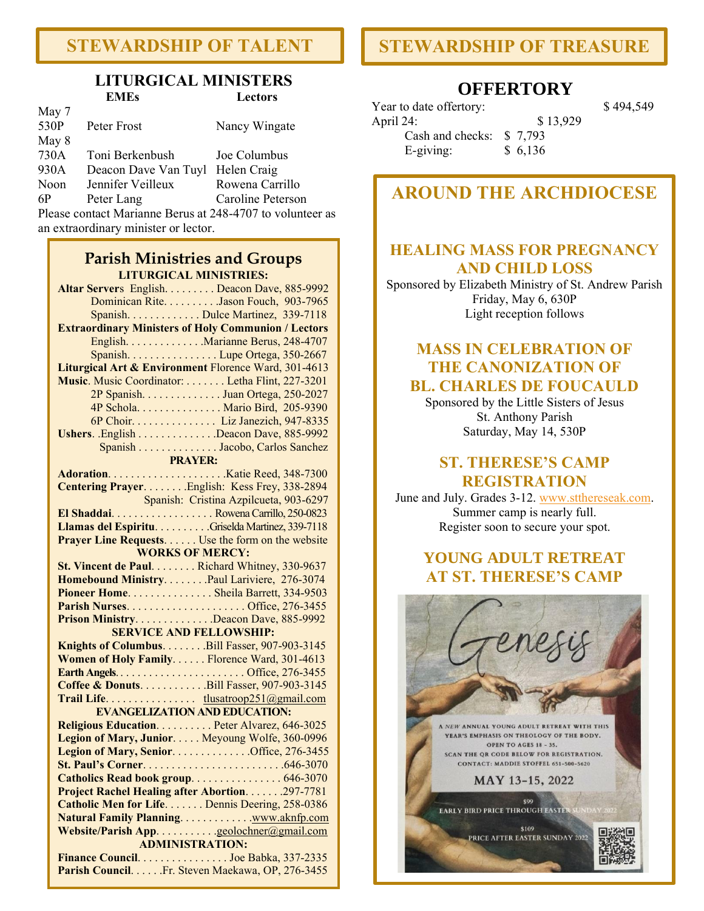## STEWARDSHIP OF TALENT

### LITURGICAL MINISTERS

| | EMEs | Lectors |
|---|---|---|
| May 7 | | |
| 530P | Peter Frost | Nancy Wingate |
| May 8 | | |
| 730A | Toni Berkenbush | Joe Columbus |
| 930A | Deacon Dave Van Tuyl | Helen Craig |
| Noon | Jennifer Veilleux | Rowena Carrillo |
| 6P | Peter Lang | Caroline Peterson |

Please contact Marianne Berus at 248-4707 to volunteer as an extraordinary minister or lector.

### Parish Ministries and Groups

**LITURGICAL MINISTRIES:**

**Altar Servers** English. . . . . . . . . Deacon Dave, 885-9992
Dominican Rite. . . . . . . . . .Jason Fouch, 903-7965
Spanish. . . . . . . . . . . . Dulce Martinez, 339-7118

**Extraordinary Ministers of Holy Communion / Lectors**
English. . . . . . . . . . . . .Marianne Berus, 248-4707
Spanish. . . . . . . . . . . . . . . Lupe Ortega, 350-2667

**Liturgical Art & Environment** Florence Ward, 301-4613

**Music**. Music Coordinator: . . . . . . . Letha Flint, 227-3201
2P Spanish. . . . . . . . . . . . . Juan Ortega, 250-2027
4P Schola. . . . . . . . . . . . . . Mario Bird, 205-9390
6P Choir. . . . . . . . . . . . . . Liz Janezich, 947-8335

**Ushers**. .English . . . . . . . . . . . . .Deacon Dave, 885-9992
Spanish . . . . . . . . . . . . . Jacobo, Carlos Sanchez

**PRAYER:**

**Adoration**. . . . . . . . . . . . . . . . . . . .Katie Reed, 348-7300
**Centering Prayer**. . . . . . . .English: Kess Frey, 338-2894
Spanish: Cristina Azpilcueta, 903-6297
**El Shaddai**. . . . . . . . . . . . . . . . . Rowena Carrillo, 250-0823
**Llamas del Espiritu**. . . . . . . . . .Griselda Martinez, 339-7118
**Prayer Line Requests**. . . . . Use the form on the website

**WORKS OF MERCY:**

**St. Vincent de Paul**. . . . . . . . Richard Whitney, 330-9637
**Homebound Ministry**. . . . . . . .Paul Lariviere, 276-3074
**Pioneer Home**. . . . . . . . . . . . . . Sheila Barrett, 334-9503
**Parish Nurses**. . . . . . . . . . . . . . . . . . . . . Office, 276-3455
**Prison Ministry**. . . . . . . . . . . . .Deacon Dave, 885-9992

**SERVICE AND FELLOWSHIP:**

**Knights of Columbus**. . . . . . . .Bill Fasser, 907-903-3145
**Women of Holy Family**. . . . . . Florence Ward, 301-4613
**Earth Angels**. . . . . . . . . . . . . . . . . . . . . . Office, 276-3455
**Coffee & Donuts**. . . . . . . . . . .Bill Fasser, 907-903-3145
**Trail Life**. . . . . . . . . . . . . . . tlusatroop251@gmail.com

**EVANGELIZATION AND EDUCATION:**

**Religious Education**. . . . . . . . . . Peter Alvarez, 646-3025
**Legion of Mary, Junior**. . . . . Meyoung Wolfe, 360-0996
**Legion of Mary, Senior**. . . . . . . . . . . . . .Office, 276-3455
**St. Paul's Corner**. . . . . . . . . . . . . . . . . . . . . . . .646-3070
**Catholics Read book group**. . . . . . . . . . . . . . . . 646-3070
**Project Rachel Healing after Abortion**. . . . . . .297-7781
**Catholic Men for Life**. . . . . . . Dennis Deering, 258-0386
**Natural Family Planning**. . . . . . . . . . . .www.aknfp.com
**Website/Parish App**. . . . . . . . . . .geolochner@gmail.com

**ADMINISTRATION:**

**Finance Council**. . . . . . . . . . . . . . . . Joe Babka, 337-2335
**Parish Council**. . . . . .Fr. Steven Maekawa, OP, 276-3455

## STEWARDSHIP OF TREASURE

### OFFERTORY

| | | |
|---|---|---|
| Year to date offertory: | | $ 494,549 |
| April 24: | $ 13,929 | |
| Cash and checks: | $ 7,793 | |
| E-giving: | $ 6,136 | |

## AROUND THE ARCHDIOCESE

### HEALING MASS FOR PREGNANCY AND CHILD LOSS

Sponsored by Elizabeth Ministry of St. Andrew Parish
Friday, May 6, 630P
Light reception follows

### MASS IN CELEBRATION OF THE CANONIZATION OF BL. CHARLES DE FOUCAULD

Sponsored by the Little Sisters of Jesus
St. Anthony Parish
Saturday, May 14, 530P

### ST. THERESE'S CAMP REGISTRATION

June and July. Grades 3-12. www.stthereseak.com.
Summer camp is nearly full.
Register soon to secure your spot.

### YOUNG ADULT RETREAT AT ST. THERESE'S CAMP

Genesis

A *NEW* ANNUAL YOUNG ADULT RETREAT WITH THIS YEAR'S EMPHASIS ON THEOLOGY OF THE BODY.
OPEN TO AGES 18 - 35.
SCAN THE QR CODE BELOW FOR REGISTRATION.
CONTACT: MADDIE STOFFEL 651-500-5620

MAY 13-15, 2022

$99
EARLY BIRD PRICE THROUGH EASTER SUNDAY 2022

$109
PRICE AFTER EASTER SUNDAY 2022